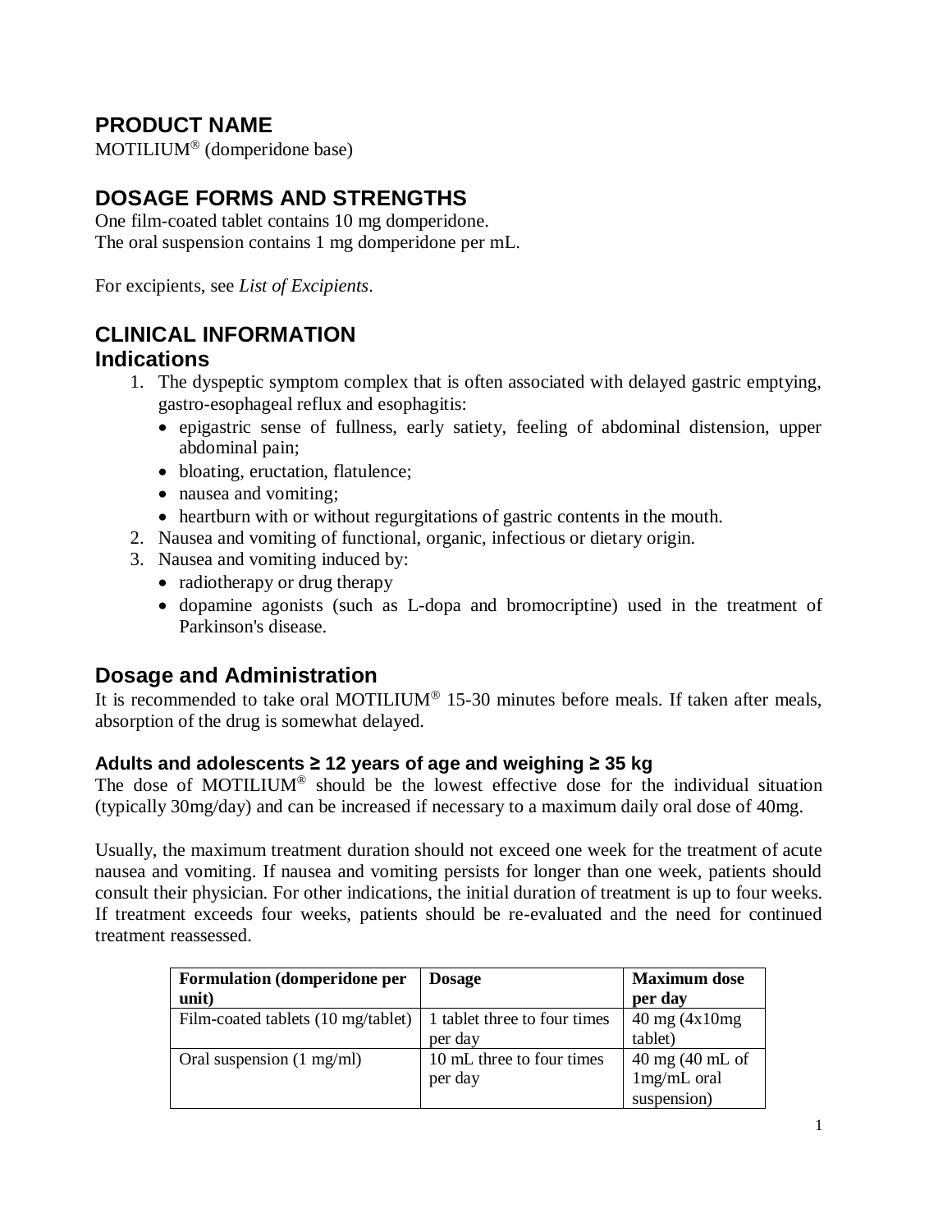## PRODUCT NAME

MOTILIUM® (domperidone base)

## DOSAGE FORMS AND STRENGTHS

One film-coated tablet contains 10 mg domperidone.
The oral suspension contains 1 mg domperidone per mL.

For excipients, see *List of Excipients*.

## CLINICAL INFORMATION

### Indications

1. The dyspeptic symptom complex that is often associated with delayed gastric emptying, gastro-esophageal reflux and esophagitis:
   - epigastric sense of fullness, early satiety, feeling of abdominal distension, upper abdominal pain;
   - bloating, eructation, flatulence;
   - nausea and vomiting;
   - heartburn with or without regurgitations of gastric contents in the mouth.
2. Nausea and vomiting of functional, organic, infectious or dietary origin.
3. Nausea and vomiting induced by:
   - radiotherapy or drug therapy
   - dopamine agonists (such as L-dopa and bromocriptine) used in the treatment of Parkinson's disease.

### Dosage and Administration

It is recommended to take oral MOTILIUM® 15-30 minutes before meals. If taken after meals, absorption of the drug is somewhat delayed.

#### Adults and adolescents ≥ 12 years of age and weighing ≥ 35 kg

The dose of MOTILIUM® should be the lowest effective dose for the individual situation (typically 30mg/day) and can be increased if necessary to a maximum daily oral dose of 40mg.

Usually, the maximum treatment duration should not exceed one week for the treatment of acute nausea and vomiting. If nausea and vomiting persists for longer than one week, patients should consult their physician. For other indications, the initial duration of treatment is up to four weeks. If treatment exceeds four weeks, patients should be re-evaluated and the need for continued treatment reassessed.

| Formulation (domperidone per unit) | Dosage | Maximum dose per day |
|---|---|---|
| Film-coated tablets (10 mg/tablet) | 1 tablet three to four times per day | 40 mg (4x10mg tablet) |
| Oral suspension (1 mg/ml) | 10 mL three to four times per day | 40 mg (40 mL of 1mg/mL oral suspension) |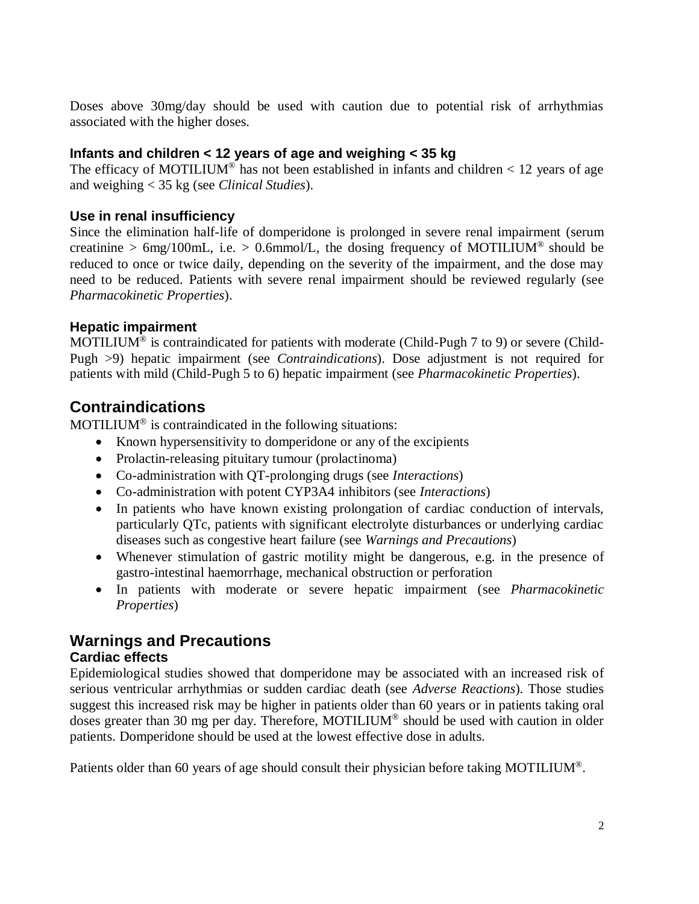Doses above 30mg/day should be used with caution due to potential risk of arrhythmias associated with the higher doses.

### Infants and children < 12 years of age and weighing < 35 kg

The efficacy of MOTILIUM® has not been established in infants and children < 12 years of age and weighing < 35 kg (see *Clinical Studies*).

### Use in renal insufficiency

Since the elimination half-life of domperidone is prolonged in severe renal impairment (serum creatinine > 6mg/100mL, i.e. > 0.6mmol/L, the dosing frequency of MOTILIUM® should be reduced to once or twice daily, depending on the severity of the impairment, and the dose may need to be reduced. Patients with severe renal impairment should be reviewed regularly (see *Pharmacokinetic Properties*).

### Hepatic impairment

MOTILIUM® is contraindicated for patients with moderate (Child-Pugh 7 to 9) or severe (Child-Pugh >9) hepatic impairment (see *Contraindications*). Dose adjustment is not required for patients with mild (Child-Pugh 5 to 6) hepatic impairment (see *Pharmacokinetic Properties*).

## Contraindications

MOTILIUM® is contraindicated in the following situations:

- Known hypersensitivity to domperidone or any of the excipients
- Prolactin-releasing pituitary tumour (prolactinoma)
- Co-administration with QT-prolonging drugs (see *Interactions*)
- Co-administration with potent CYP3A4 inhibitors (see *Interactions*)
- In patients who have known existing prolongation of cardiac conduction of intervals, particularly QTc, patients with significant electrolyte disturbances or underlying cardiac diseases such as congestive heart failure (see *Warnings and Precautions*)
- Whenever stimulation of gastric motility might be dangerous, e.g. in the presence of gastro-intestinal haemorrhage, mechanical obstruction or perforation
- In patients with moderate or severe hepatic impairment (see *Pharmacokinetic Properties*)

## Warnings and Precautions

### Cardiac effects

Epidemiological studies showed that domperidone may be associated with an increased risk of serious ventricular arrhythmias or sudden cardiac death (see *Adverse Reactions*). Those studies suggest this increased risk may be higher in patients older than 60 years or in patients taking oral doses greater than 30 mg per day. Therefore, MOTILIUM® should be used with caution in older patients. Domperidone should be used at the lowest effective dose in adults.

Patients older than 60 years of age should consult their physician before taking MOTILIUM®.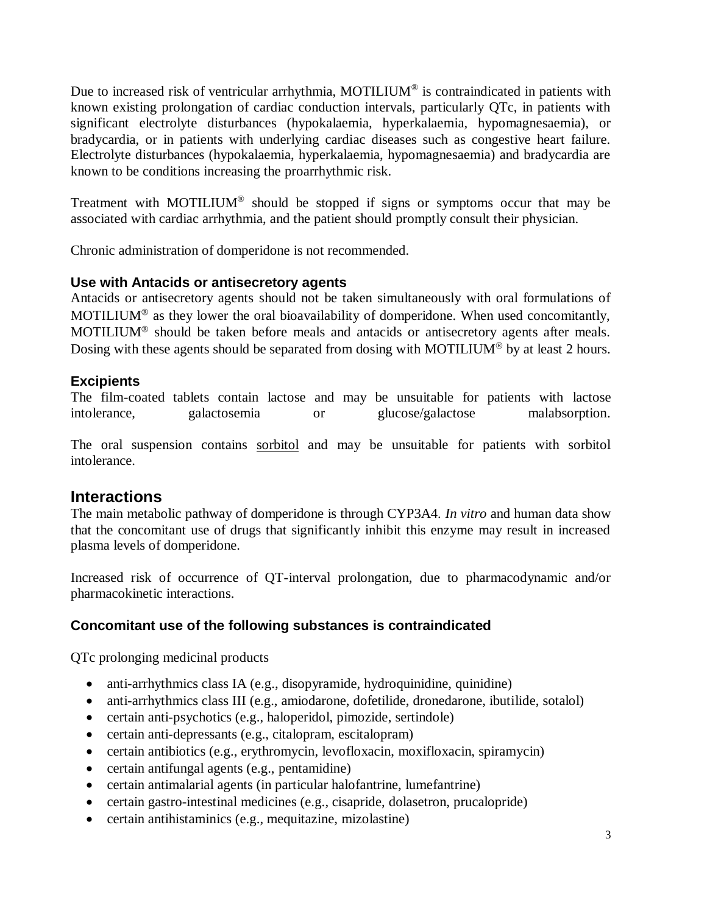Due to increased risk of ventricular arrhythmia, MOTILIUM® is contraindicated in patients with known existing prolongation of cardiac conduction intervals, particularly QTc, in patients with significant electrolyte disturbances (hypokalaemia, hyperkalaemia, hypomagnesaemia), or bradycardia, or in patients with underlying cardiac diseases such as congestive heart failure. Electrolyte disturbances (hypokalaemia, hyperkalaemia, hypomagnesaemia) and bradycardia are known to be conditions increasing the proarrhythmic risk.

Treatment with MOTILIUM® should be stopped if signs or symptoms occur that may be associated with cardiac arrhythmia, and the patient should promptly consult their physician.

Chronic administration of domperidone is not recommended.

### Use with Antacids or antisecretory agents

Antacids or antisecretory agents should not be taken simultaneously with oral formulations of MOTILIUM® as they lower the oral bioavailability of domperidone. When used concomitantly, MOTILIUM® should be taken before meals and antacids or antisecretory agents after meals. Dosing with these agents should be separated from dosing with MOTILIUM® by at least 2 hours.

### Excipients

The film-coated tablets contain lactose and may be unsuitable for patients with lactose intolerance, galactosemia or glucose/galactose malabsorption.

The oral suspension contains sorbitol and may be unsuitable for patients with sorbitol intolerance.

## Interactions

The main metabolic pathway of domperidone is through CYP3A4. *In vitro* and human data show that the concomitant use of drugs that significantly inhibit this enzyme may result in increased plasma levels of domperidone.

Increased risk of occurrence of QT-interval prolongation, due to pharmacodynamic and/or pharmacokinetic interactions.

### Concomitant use of the following substances is contraindicated

QTc prolonging medicinal products

- anti-arrhythmics class IA (e.g., disopyramide, hydroquinidine, quinidine)
- anti-arrhythmics class III (e.g., amiodarone, dofetilide, dronedarone, ibutilide, sotalol)
- certain anti-psychotics (e.g., haloperidol, pimozide, sertindole)
- certain anti-depressants (e.g., citalopram, escitalopram)
- certain antibiotics (e.g., erythromycin, levofloxacin, moxifloxacin, spiramycin)
- certain antifungal agents (e.g., pentamidine)
- certain antimalarial agents (in particular halofantrine, lumefantrine)
- certain gastro-intestinal medicines (e.g., cisapride, dolasetron, prucalopride)
- certain antihistaminics (e.g., mequitazine, mizolastine)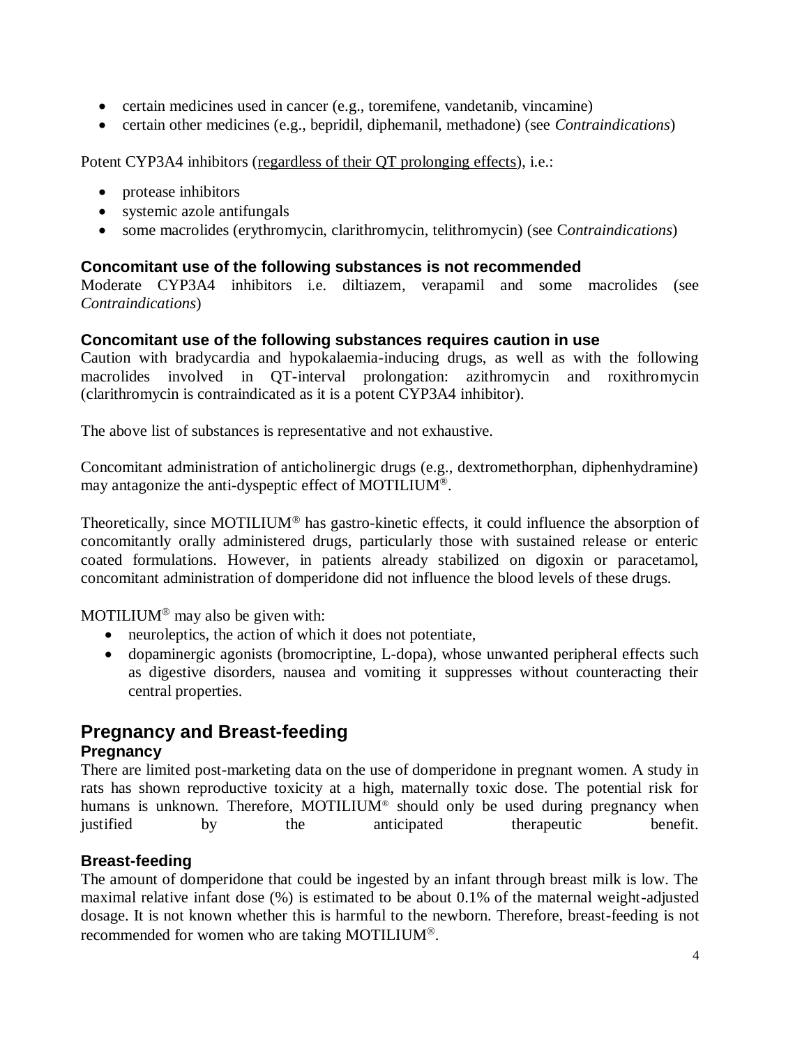- certain medicines used in cancer (e.g., toremifene, vandetanib, vincamine)
- certain other medicines (e.g., bepridil, diphemanil, methadone) (see *Contraindications*)

Potent CYP3A4 inhibitors (regardless of their QT prolonging effects), i.e.:

- protease inhibitors
- systemic azole antifungals
- some macrolides (erythromycin, clarithromycin, telithromycin) (see C*ontraindications*)

### Concomitant use of the following substances is not recommended

Moderate CYP3A4 inhibitors i.e. diltiazem, verapamil and some macrolides (see *Contraindications*)

### Concomitant use of the following substances requires caution in use

Caution with bradycardia and hypokalaemia-inducing drugs, as well as with the following macrolides involved in QT-interval prolongation: azithromycin and roxithromycin (clarithromycin is contraindicated as it is a potent CYP3A4 inhibitor).

The above list of substances is representative and not exhaustive.

Concomitant administration of anticholinergic drugs (e.g., dextromethorphan, diphenhydramine) may antagonize the anti-dyspeptic effect of MOTILIUM®.

Theoretically, since MOTILIUM® has gastro-kinetic effects, it could influence the absorption of concomitantly orally administered drugs, particularly those with sustained release or enteric coated formulations. However, in patients already stabilized on digoxin or paracetamol, concomitant administration of domperidone did not influence the blood levels of these drugs.

MOTILIUM® may also be given with:

- neuroleptics, the action of which it does not potentiate,
- dopaminergic agonists (bromocriptine, L-dopa), whose unwanted peripheral effects such as digestive disorders, nausea and vomiting it suppresses without counteracting their central properties.

## Pregnancy and Breast-feeding

### Pregnancy

There are limited post-marketing data on the use of domperidone in pregnant women. A study in rats has shown reproductive toxicity at a high, maternally toxic dose. The potential risk for humans is unknown. Therefore, MOTILIUM® should only be used during pregnancy when justified by the anticipated therapeutic benefit.

### Breast-feeding

The amount of domperidone that could be ingested by an infant through breast milk is low. The maximal relative infant dose (%) is estimated to be about 0.1% of the maternal weight-adjusted dosage. It is not known whether this is harmful to the newborn. Therefore, breast-feeding is not recommended for women who are taking MOTILIUM®.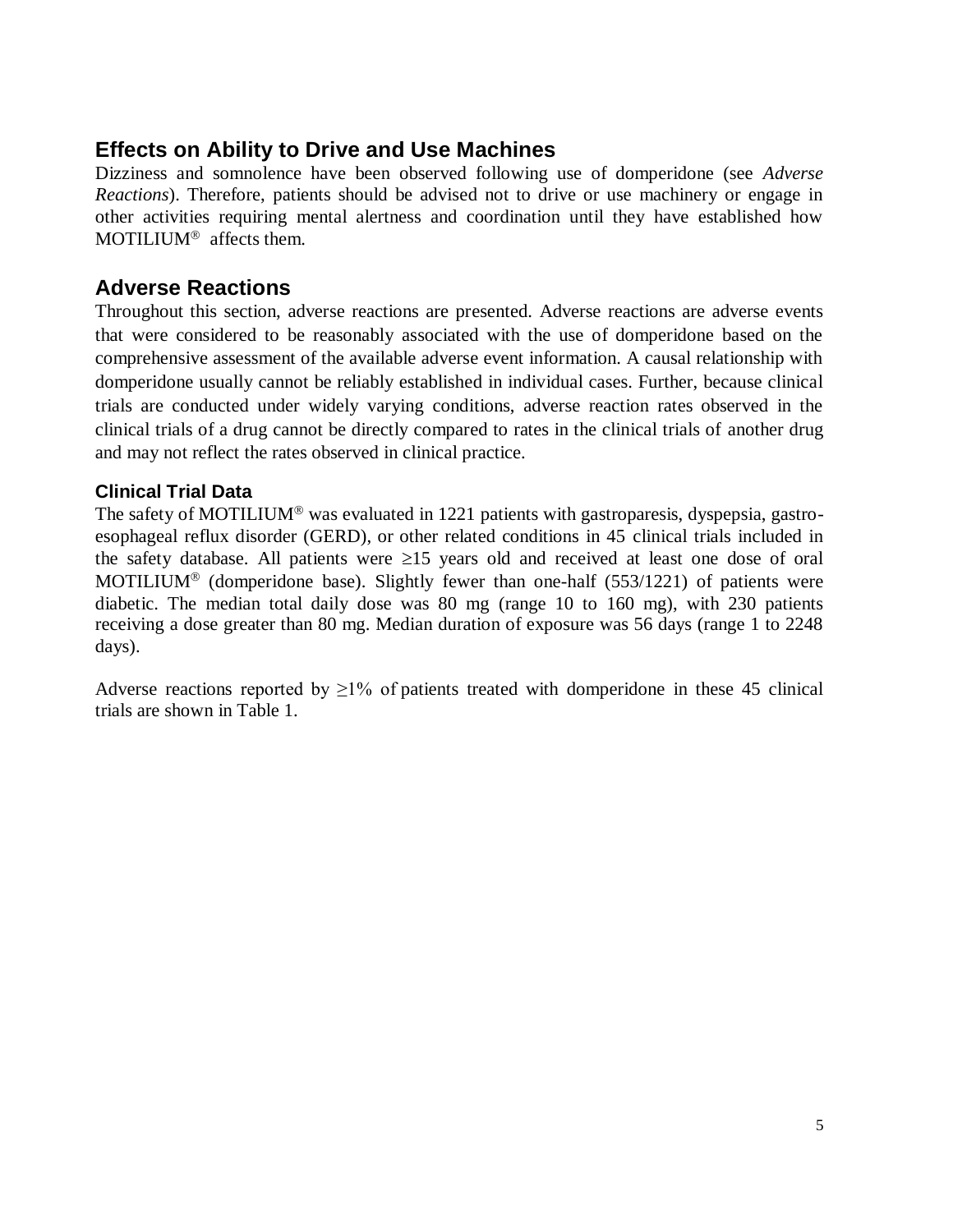## Effects on Ability to Drive and Use Machines

Dizziness and somnolence have been observed following use of domperidone (see *Adverse Reactions*). Therefore, patients should be advised not to drive or use machinery or engage in other activities requiring mental alertness and coordination until they have established how MOTILIUM® affects them.

## Adverse Reactions

Throughout this section, adverse reactions are presented. Adverse reactions are adverse events that were considered to be reasonably associated with the use of domperidone based on the comprehensive assessment of the available adverse event information. A causal relationship with domperidone usually cannot be reliably established in individual cases. Further, because clinical trials are conducted under widely varying conditions, adverse reaction rates observed in the clinical trials of a drug cannot be directly compared to rates in the clinical trials of another drug and may not reflect the rates observed in clinical practice.

### Clinical Trial Data

The safety of MOTILIUM® was evaluated in 1221 patients with gastroparesis, dyspepsia, gastro-esophageal reflux disorder (GERD), or other related conditions in 45 clinical trials included in the safety database. All patients were ≥15 years old and received at least one dose of oral MOTILIUM® (domperidone base). Slightly fewer than one-half (553/1221) of patients were diabetic. The median total daily dose was 80 mg (range 10 to 160 mg), with 230 patients receiving a dose greater than 80 mg. Median duration of exposure was 56 days (range 1 to 2248 days).

Adverse reactions reported by ≥1% of patients treated with domperidone in these 45 clinical trials are shown in Table 1.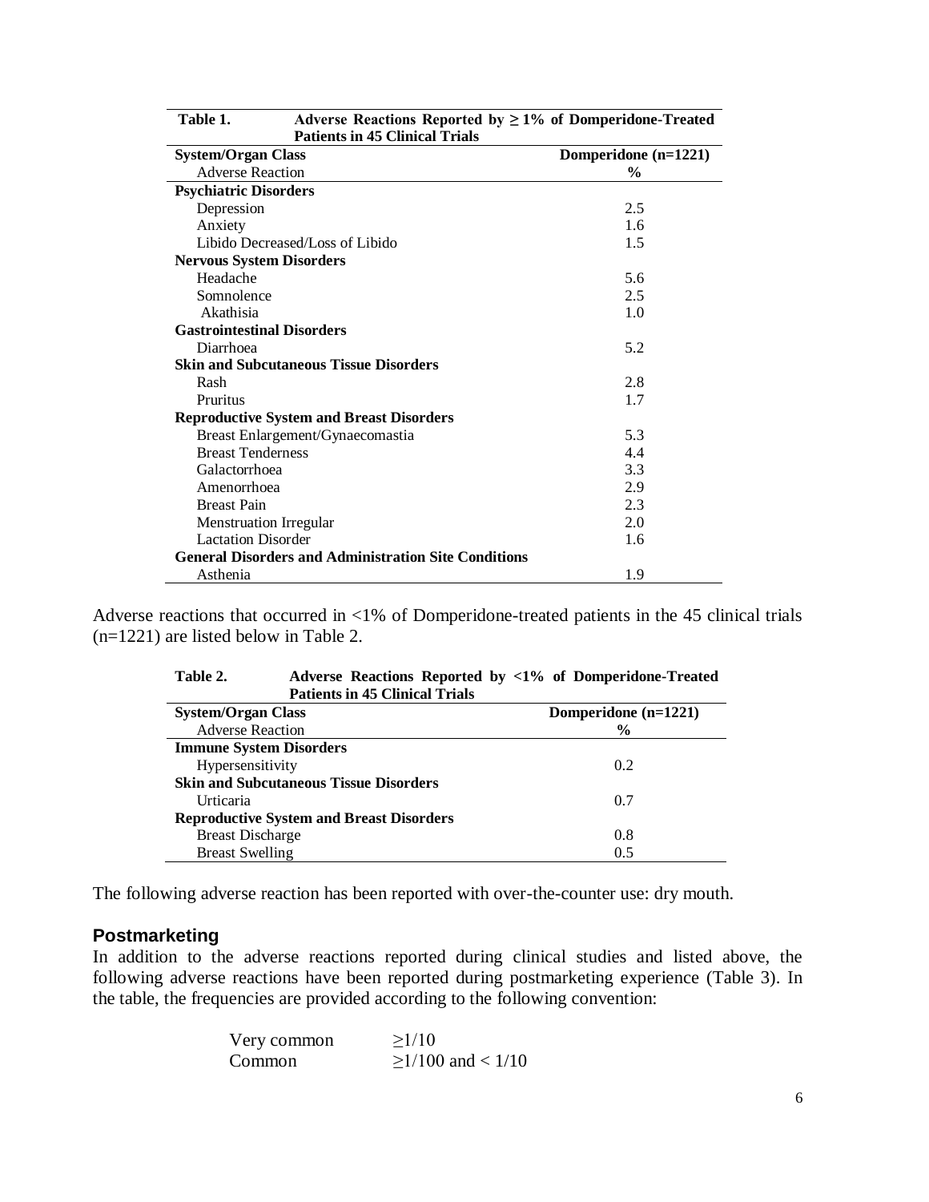**Table 1. Adverse Reactions Reported by ≥ 1% of Domperidone-Treated Patients in 45 Clinical Trials**

| System/Organ Class<br>Adverse Reaction | Domperidone (n=1221)<br>% |
|---|---|
| **Psychiatric Disorders** | |
| Depression | 2.5 |
| Anxiety | 1.6 |
| Libido Decreased/Loss of Libido | 1.5 |
| **Nervous System Disorders** | |
| Headache | 5.6 |
| Somnolence | 2.5 |
| Akathisia | 1.0 |
| **Gastrointestinal Disorders** | |
| Diarrhoea | 5.2 |
| **Skin and Subcutaneous Tissue Disorders** | |
| Rash | 2.8 |
| Pruritus | 1.7 |
| **Reproductive System and Breast Disorders** | |
| Breast Enlargement/Gynaecomastia | 5.3 |
| Breast Tenderness | 4.4 |
| Galactorrhoea | 3.3 |
| Amenorrhoea | 2.9 |
| Breast Pain | 2.3 |
| Menstruation Irregular | 2.0 |
| Lactation Disorder | 1.6 |
| **General Disorders and Administration Site Conditions** | |
| Asthenia | 1.9 |

Adverse reactions that occurred in <1% of Domperidone-treated patients in the 45 clinical trials (n=1221) are listed below in Table 2.

**Table 2. Adverse Reactions Reported by <1% of Domperidone-Treated Patients in 45 Clinical Trials**

| System/Organ Class<br>Adverse Reaction | Domperidone (n=1221)<br>% |
|---|---|
| **Immune System Disorders** | |
| Hypersensitivity | 0.2 |
| **Skin and Subcutaneous Tissue Disorders** | |
| Urticaria | 0.7 |
| **Reproductive System and Breast Disorders** | |
| Breast Discharge | 0.8 |
| Breast Swelling | 0.5 |

The following adverse reaction has been reported with over-the-counter use: dry mouth.

## Postmarketing

In addition to the adverse reactions reported during clinical studies and listed above, the following adverse reactions have been reported during postmarketing experience (Table 3). In the table, the frequencies are provided according to the following convention:

| | |
|---|---|
| Very common | ≥1/10 |
| Common | ≥1/100 and < 1/10 |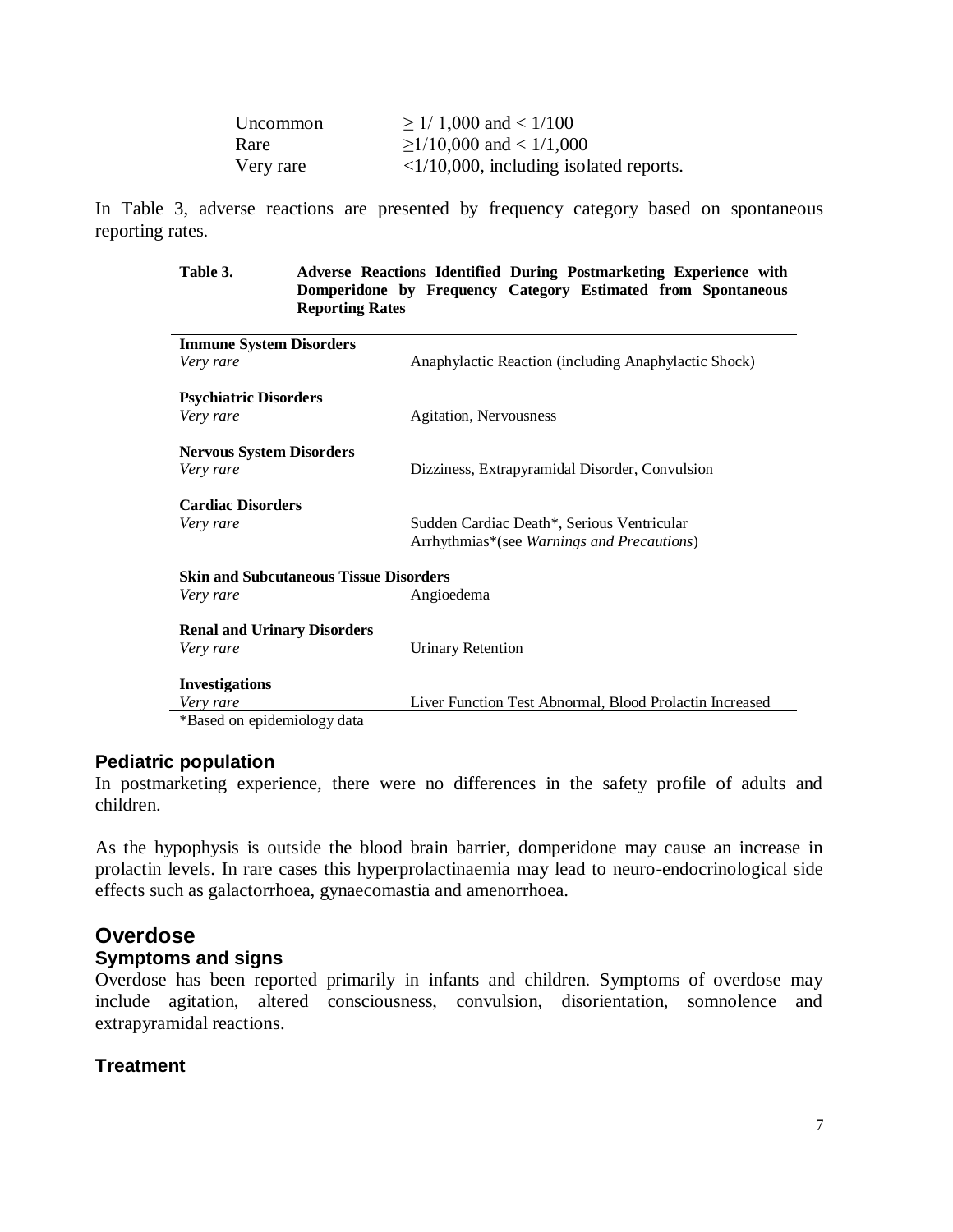| | |
|---|---|
| Uncommon | ≥ 1/ 1,000 and < 1/100 |
| Rare | ≥1/10,000 and < 1/1,000 |
| Very rare | <1/10,000, including isolated reports. |

In Table 3, adverse reactions are presented by frequency category based on spontaneous reporting rates.

**Table 3. Adverse Reactions Identified During Postmarketing Experience with Domperidone by Frequency Category Estimated from Spontaneous Reporting Rates**

| | |
|---|---|
| **Immune System Disorders** | |
| *Very rare* | Anaphylactic Reaction (including Anaphylactic Shock) |
| **Psychiatric Disorders** | |
| *Very rare* | Agitation, Nervousness |
| **Nervous System Disorders** | |
| *Very rare* | Dizziness, Extrapyramidal Disorder, Convulsion |
| **Cardiac Disorders** | |
| *Very rare* | Sudden Cardiac Death*, Serious Ventricular Arrhythmias*(see *Warnings and Precautions*) |
| **Skin and Subcutaneous Tissue Disorders** | |
| *Very rare* | Angioedema |
| **Renal and Urinary Disorders** | |
| *Very rare* | Urinary Retention |
| **Investigations** | |
| *Very rare* | Liver Function Test Abnormal, Blood Prolactin Increased |

*Based on epidemiology data

### Pediatric population

In postmarketing experience, there were no differences in the safety profile of adults and children.

As the hypophysis is outside the blood brain barrier, domperidone may cause an increase in prolactin levels. In rare cases this hyperprolactinaemia may lead to neuro-endocrinological side effects such as galactorrhoea, gynaecomastia and amenorrhoea.

## Overdose

### Symptoms and signs

Overdose has been reported primarily in infants and children. Symptoms of overdose may include agitation, altered consciousness, convulsion, disorientation, somnolence and extrapyramidal reactions.

### Treatment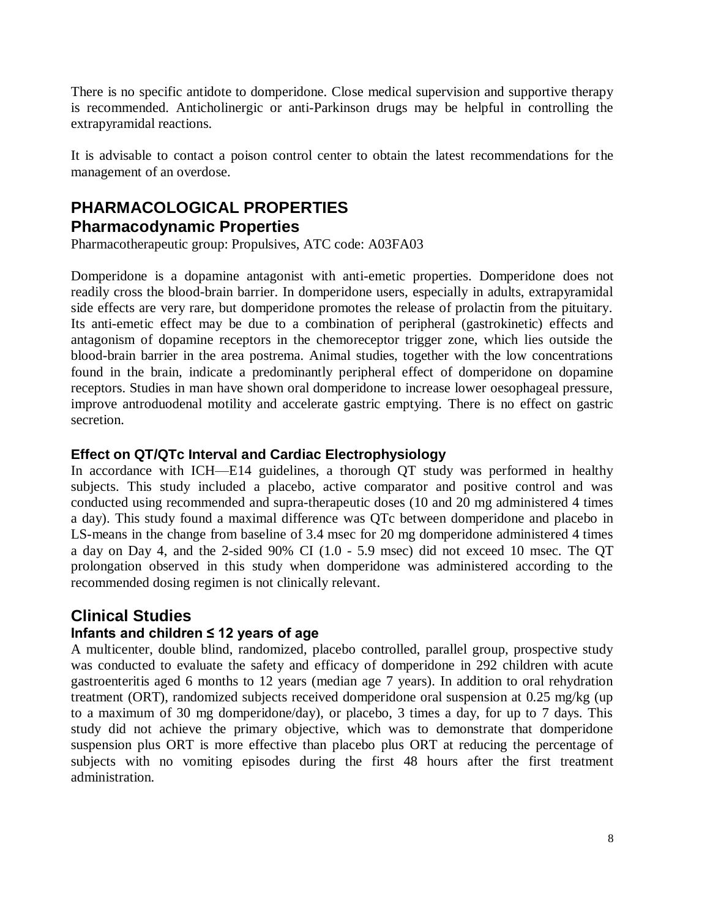There is no specific antidote to domperidone. Close medical supervision and supportive therapy is recommended. Anticholinergic or anti-Parkinson drugs may be helpful in controlling the extrapyramidal reactions.

It is advisable to contact a poison control center to obtain the latest recommendations for the management of an overdose.

# PHARMACOLOGICAL PROPERTIES

## Pharmacodynamic Properties

Pharmacotherapeutic group: Propulsives, ATC code: A03FA03

Domperidone is a dopamine antagonist with anti-emetic properties. Domperidone does not readily cross the blood-brain barrier. In domperidone users, especially in adults, extrapyramidal side effects are very rare, but domperidone promotes the release of prolactin from the pituitary. Its anti-emetic effect may be due to a combination of peripheral (gastrokinetic) effects and antagonism of dopamine receptors in the chemoreceptor trigger zone, which lies outside the blood-brain barrier in the area postrema. Animal studies, together with the low concentrations found in the brain, indicate a predominantly peripheral effect of domperidone on dopamine receptors. Studies in man have shown oral domperidone to increase lower oesophageal pressure, improve antroduodenal motility and accelerate gastric emptying. There is no effect on gastric secretion.

### Effect on QT/QTc Interval and Cardiac Electrophysiology

In accordance with ICH—E14 guidelines, a thorough QT study was performed in healthy subjects. This study included a placebo, active comparator and positive control and was conducted using recommended and supra-therapeutic doses (10 and 20 mg administered 4 times a day). This study found a maximal difference was QTc between domperidone and placebo in LS-means in the change from baseline of 3.4 msec for 20 mg domperidone administered 4 times a day on Day 4, and the 2-sided 90% CI (1.0 - 5.9 msec) did not exceed 10 msec. The QT prolongation observed in this study when domperidone was administered according to the recommended dosing regimen is not clinically relevant.

## Clinical Studies

### Infants and children ≤ 12 years of age

A multicenter, double blind, randomized, placebo controlled, parallel group, prospective study was conducted to evaluate the safety and efficacy of domperidone in 292 children with acute gastroenteritis aged 6 months to 12 years (median age 7 years). In addition to oral rehydration treatment (ORT), randomized subjects received domperidone oral suspension at 0.25 mg/kg (up to a maximum of 30 mg domperidone/day), or placebo, 3 times a day, for up to 7 days. This study did not achieve the primary objective, which was to demonstrate that domperidone suspension plus ORT is more effective than placebo plus ORT at reducing the percentage of subjects with no vomiting episodes during the first 48 hours after the first treatment administration.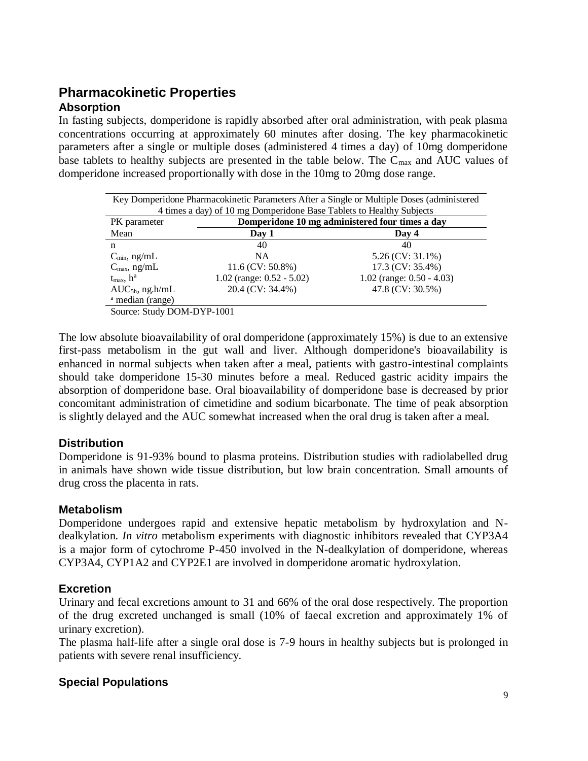## Pharmacokinetic Properties

### Absorption

In fasting subjects, domperidone is rapidly absorbed after oral administration, with peak plasma concentrations occurring at approximately 60 minutes after dosing. The key pharmacokinetic parameters after a single or multiple doses (administered 4 times a day) of 10mg domperidone base tablets to healthy subjects are presented in the table below. The $C_{max}$ and AUC values of domperidone increased proportionally with dose in the 10mg to 20mg dose range.

Key Domperidone Pharmacokinetic Parameters After a Single or Multiple Doses (administered 4 times a day) of 10 mg Domperidone Base Tablets to Healthy Subjects

| PK parameter | **Domperidone 10 mg administered four times a day** | |
|---|---|---|
| Mean | **Day 1** | **Day 4** |
| n | 40 | 40 |
| $C_{min}$, ng/mL | NA | 5.26 (CV: 31.1%) |
| $C_{max}$, ng/mL | 11.6 (CV: 50.8%) | 17.3 (CV: 35.4%) |
| $t_{max}$, h[a] | 1.02 (range: 0.52 - 5.02) | 1.02 (range: 0.50 - 4.03) |
| $AUC_{5h}$, ng.h/mL | 20.4 (CV: 34.4%) | 47.8 (CV: 30.5%) |

[a] median (range)

Source: Study DOM-DYP-1001

The low absolute bioavailability of oral domperidone (approximately 15%) is due to an extensive first-pass metabolism in the gut wall and liver. Although domperidone's bioavailability is enhanced in normal subjects when taken after a meal, patients with gastro-intestinal complaints should take domperidone 15-30 minutes before a meal. Reduced gastric acidity impairs the absorption of domperidone base. Oral bioavailability of domperidone base is decreased by prior concomitant administration of cimetidine and sodium bicarbonate. The time of peak absorption is slightly delayed and the AUC somewhat increased when the oral drug is taken after a meal.

### Distribution

Domperidone is 91-93% bound to plasma proteins. Distribution studies with radiolabelled drug in animals have shown wide tissue distribution, but low brain concentration. Small amounts of drug cross the placenta in rats.

### Metabolism

Domperidone undergoes rapid and extensive hepatic metabolism by hydroxylation and N-dealkylation. *In vitro* metabolism experiments with diagnostic inhibitors revealed that CYP3A4 is a major form of cytochrome P-450 involved in the N-dealkylation of domperidone, whereas CYP3A4, CYP1A2 and CYP2E1 are involved in domperidone aromatic hydroxylation.

### Excretion

Urinary and fecal excretions amount to 31 and 66% of the oral dose respectively. The proportion of the drug excreted unchanged is small (10% of faecal excretion and approximately 1% of urinary excretion).

The plasma half-life after a single oral dose is 7-9 hours in healthy subjects but is prolonged in patients with severe renal insufficiency.

### Special Populations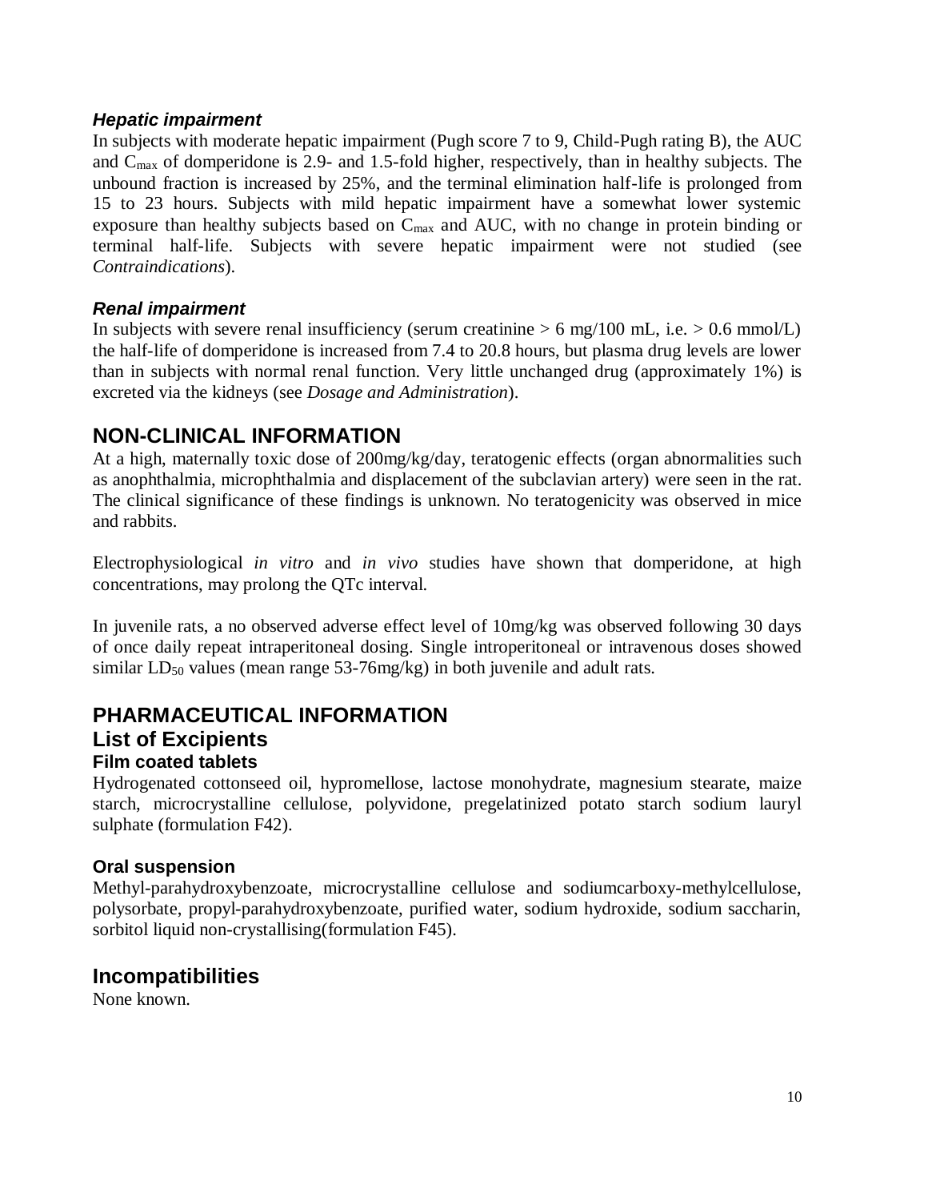### *Hepatic impairment*

In subjects with moderate hepatic impairment (Pugh score 7 to 9, Child-Pugh rating B), the AUC and $C_{max}$ of domperidone is 2.9- and 1.5-fold higher, respectively, than in healthy subjects. The unbound fraction is increased by 25%, and the terminal elimination half-life is prolonged from 15 to 23 hours. Subjects with mild hepatic impairment have a somewhat lower systemic exposure than healthy subjects based on $C_{max}$ and AUC, with no change in protein binding or terminal half-life. Subjects with severe hepatic impairment were not studied (see *Contraindications*).

### *Renal impairment*

In subjects with severe renal insufficiency (serum creatinine > 6 mg/100 mL, i.e. > 0.6 mmol/L) the half-life of domperidone is increased from 7.4 to 20.8 hours, but plasma drug levels are lower than in subjects with normal renal function. Very little unchanged drug (approximately 1%) is excreted via the kidneys (see *Dosage and Administration*).

## NON-CLINICAL INFORMATION

At a high, maternally toxic dose of 200mg/kg/day, teratogenic effects (organ abnormalities such as anophthalmia, microphthalmia and displacement of the subclavian artery) were seen in the rat. The clinical significance of these findings is unknown. No teratogenicity was observed in mice and rabbits.

Electrophysiological *in vitro* and *in vivo* studies have shown that domperidone, at high concentrations, may prolong the QTc interval.

In juvenile rats, a no observed adverse effect level of 10mg/kg was observed following 30 days of once daily repeat intraperitoneal dosing. Single introperitoneal or intravenous doses showed similar $LD_{50}$ values (mean range 53-76mg/kg) in both juvenile and adult rats.

## PHARMACEUTICAL INFORMATION

## List of Excipients

### Film coated tablets

Hydrogenated cottonseed oil, hypromellose, lactose monohydrate, magnesium stearate, maize starch, microcrystalline cellulose, polyvidone, pregelatinized potato starch sodium lauryl sulphate (formulation F42).

### Oral suspension

Methyl-parahydroxybenzoate, microcrystalline cellulose and sodiumcarboxy-methylcellulose, polysorbate, propyl-parahydroxybenzoate, purified water, sodium hydroxide, sodium saccharin, sorbitol liquid non-crystallising(formulation F45).

## Incompatibilities

None known.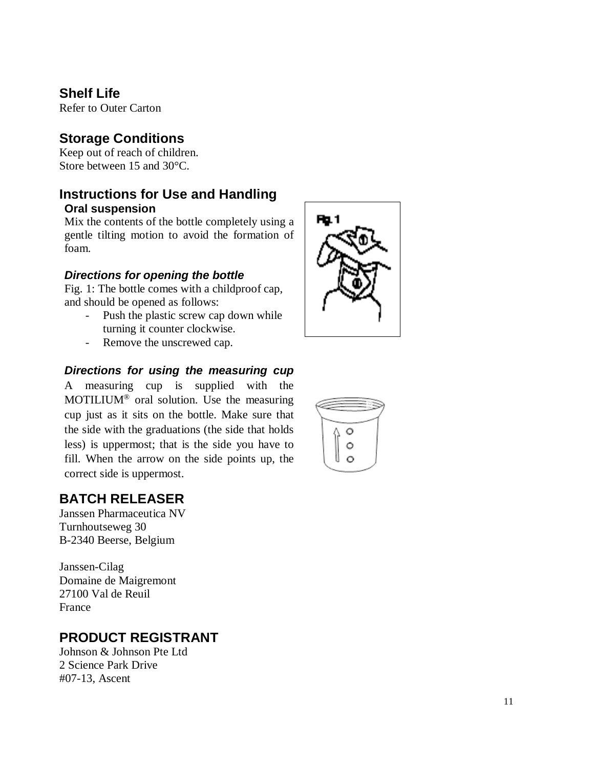## Shelf Life

Refer to Outer Carton

## Storage Conditions

Keep out of reach of children.
Store between 15 and 30°C.

## Instructions for Use and Handling

### Oral suspension

Mix the contents of the bottle completely using a gentle tilting motion to avoid the formation of foam.

#### *Directions for opening the bottle*

Fig. 1: The bottle comes with a childproof cap, and should be opened as follows:

- Push the plastic screw cap down while turning it counter clockwise.
- Remove the unscrewed cap.

#### *Directions for using the measuring cup*

A measuring cup is supplied with the MOTILIUM® oral solution. Use the measuring cup just as it sits on the bottle. Make sure that the side with the graduations (the side that holds less) is uppermost; that is the side you have to fill. When the arrow on the side points up, the correct side is uppermost.

## BATCH RELEASER

Janssen Pharmaceutica NV
Turnhoutseweg 30
B-2340 Beerse, Belgium

Janssen-Cilag
Domaine de Maigremont
27100 Val de Reuil
France

## PRODUCT REGISTRANT

Johnson & Johnson Pte Ltd
2 Science Park Drive
#07-13, Ascent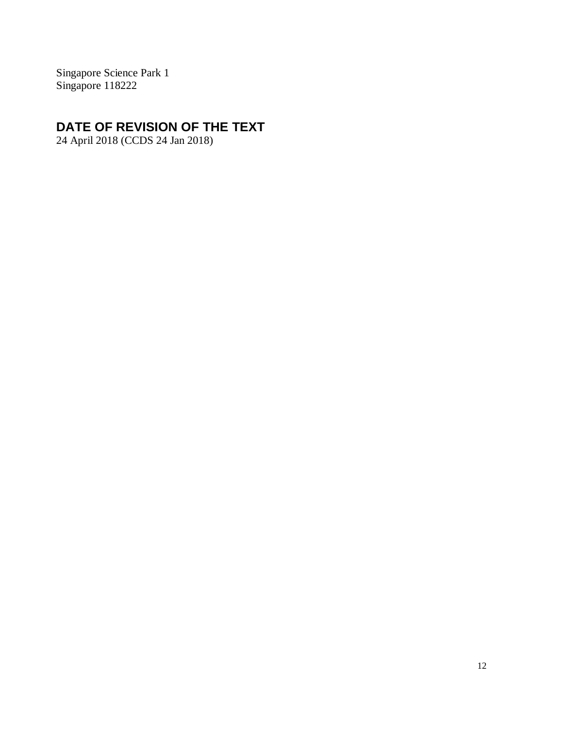Singapore Science Park 1
Singapore 118222

## DATE OF REVISION OF THE TEXT

24 April 2018 (CCDS 24 Jan 2018)